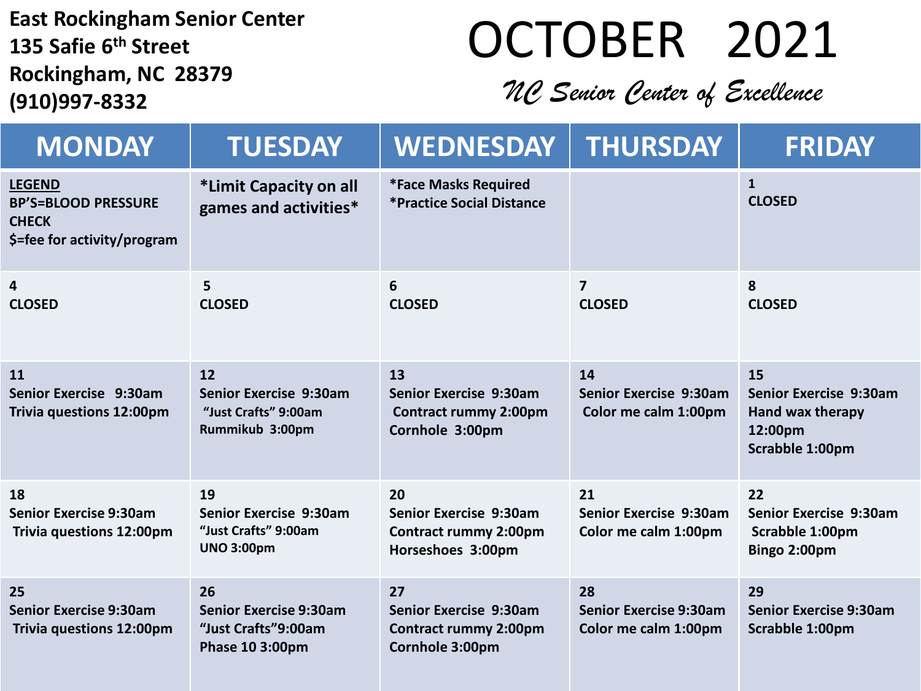**East Rockingham Senior Center**
**135 Safie 6th Street**
**Rockingham, NC 28379**
**(910)997-8332**

# OCTOBER 2021

*NC Senior Center of Excellence*

| MONDAY | TUESDAY | WEDNESDAY | THURSDAY | FRIDAY |
|---|---|---|---|---|
| LEGEND<br>BP'S=BLOOD PRESSURE CHECK<br>$=fee for activity/program | *Limit Capacity on all games and activities* | *Face Masks Required<br>*Practice Social Distance | | 1<br>CLOSED |
| 4<br>CLOSED | 5<br>CLOSED | 6<br>CLOSED | 7<br>CLOSED | 8<br>CLOSED |
| 11<br>Senior Exercise 9:30am<br>Trivia questions 12:00pm | 12<br>Senior Exercise 9:30am<br>"Just Crafts" 9:00am<br>Rummikub 3:00pm | 13<br>Senior Exercise 9:30am<br>Contract rummy 2:00pm<br>Cornhole 3:00pm | 14<br>Senior Exercise 9:30am<br>Color me calm 1:00pm | 15<br>Senior Exercise 9:30am<br>Hand wax therapy 12:00pm<br>Scrabble 1:00pm |
| 18<br>Senior Exercise 9:30am<br>Trivia questions 12:00pm | 19<br>Senior Exercise 9:30am<br>"Just Crafts" 9:00am<br>UNO 3:00pm | 20<br>Senior Exercise 9:30am<br>Contract rummy 2:00pm<br>Horseshoes 3:00pm | 21<br>Senior Exercise 9:30am<br>Color me calm 1:00pm | 22<br>Senior Exercise 9:30am<br>Scrabble 1:00pm<br>Bingo 2:00pm |
| 25<br>Senior Exercise 9:30am<br>Trivia questions 12:00pm | 26<br>Senior Exercise 9:30am<br>"Just Crafts"9:00am<br>Phase 10 3:00pm | 27<br>Senior Exercise 9:30am<br>Contract rummy 2:00pm<br>Cornhole 3:00pm | 28<br>Senior Exercise 9:30am<br>Color me calm 1:00pm | 29<br>Senior Exercise 9:30am<br>Scrabble 1:00pm |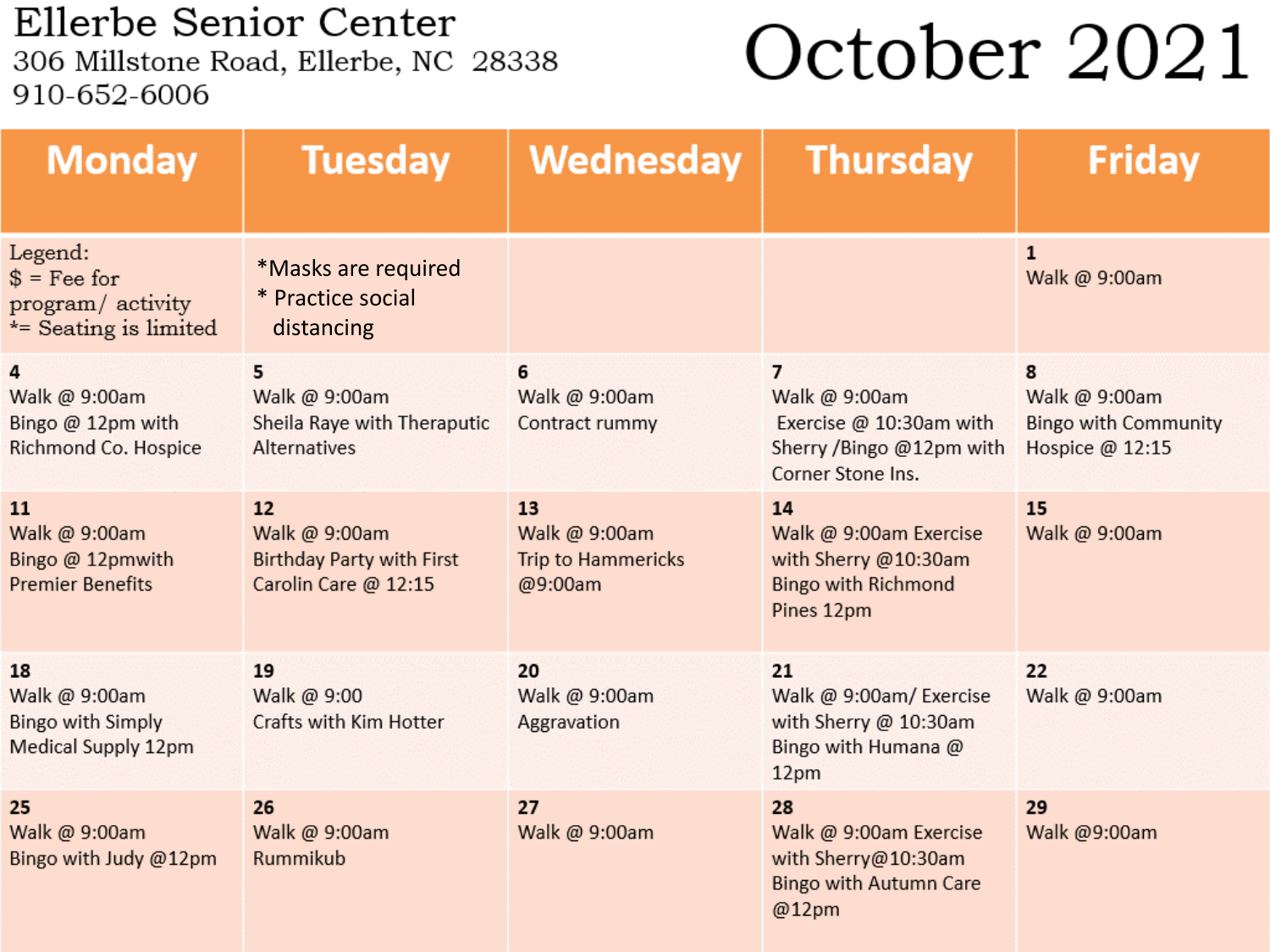# Ellerbe Senior Center

306 Millstone Road, Ellerbe, NC 28338
910-652-6006

# October 2021

| Monday | Tuesday | Wednesday | Thursday | Friday |
|---|---|---|---|---|
| Legend:<br>$ = Fee for program/ activity<br>*= Seating is limited | *Masks are required<br>* Practice social distancing | | | **1**<br>Walk @ 9:00am |
| **4**<br>Walk @ 9:00am<br>Bingo @ 12pm with Richmond Co. Hospice | **5**<br>Walk @ 9:00am<br>Sheila Raye with Theraputic Alternatives | **6**<br>Walk @ 9:00am<br>Contract rummy | **7**<br>Walk @ 9:00am<br>Exercise @ 10:30am with Sherry /Bingo @12pm with Corner Stone Ins. | **8**<br>Walk @ 9:00am<br>Bingo with Community Hospice @ 12:15 |
| **11**<br>Walk @ 9:00am<br>Bingo @ 12pmwith Premier Benefits | **12**<br>Walk @ 9:00am<br>Birthday Party with First Carolin Care @ 12:15 | **13**<br>Walk @ 9:00am<br>Trip to Hammericks @9:00am | **14**<br>Walk @ 9:00am Exercise with Sherry @10:30am<br>Bingo with Richmond Pines 12pm | **15**<br>Walk @ 9:00am |
| **18**<br>Walk @ 9:00am<br>Bingo with Simply Medical Supply 12pm | **19**<br>Walk @ 9:00<br>Crafts with Kim Hotter | **20**<br>Walk @ 9:00am<br>Aggravation | **21**<br>Walk @ 9:00am/ Exercise with Sherry @ 10:30am<br>Bingo with Humana @ 12pm | **22**<br>Walk @ 9:00am |
| **25**<br>Walk @ 9:00am<br>Bingo with Judy @12pm | **26**<br>Walk @ 9:00am<br>Rummikub | **27**<br>Walk @ 9:00am | **28**<br>Walk @ 9:00am Exercise with Sherry@10:30am<br>Bingo with Autumn Care @12pm | **29**<br>Walk @9:00am |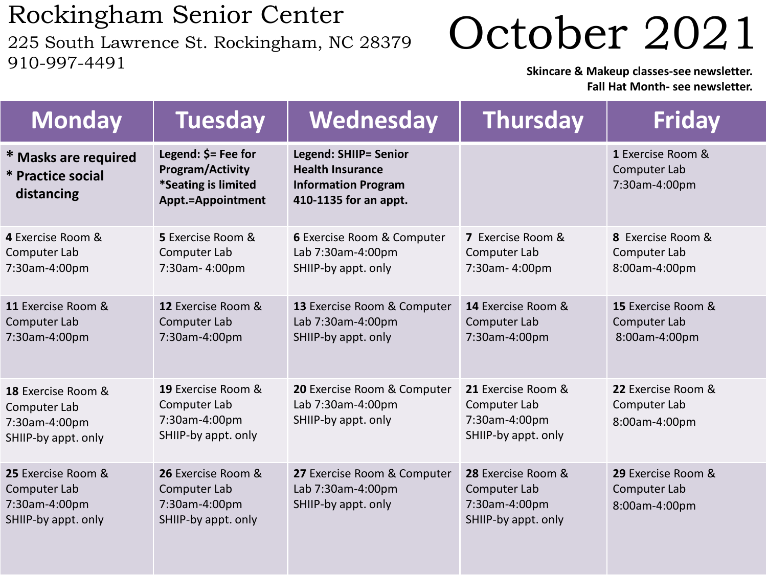# Rockingham Senior Center

225 South Lawrence St. Rockingham, NC 28379
910-997-4491

# October 2021

**Skincare & Makeup classes-see newsletter.**
**Fall Hat Month- see newsletter.**

| Monday | Tuesday | Wednesday | Thursday | Friday |
|---|---|---|---|---|
| **\* Masks are required**<br>**\* Practice social distancing** | **Legend: $= Fee for Program/Activity**<br>**\*Seating is limited**<br>**Appt.=Appointment** | **Legend: SHIIP= Senior Health Insurance Information Program 410-1135 for an appt.** | | **1** Exercise Room & Computer Lab 7:30am-4:00pm |
| **4** Exercise Room & Computer Lab 7:30am-4:00pm | **5** Exercise Room & Computer Lab 7:30am- 4:00pm | **6** Exercise Room & Computer Lab 7:30am-4:00pm<br>SHIIP-by appt. only | **7** Exercise Room & Computer Lab 7:30am- 4:00pm | **8** Exercise Room & Computer Lab 8:00am-4:00pm |
| **11** Exercise Room & Computer Lab 7:30am-4:00pm | **12** Exercise Room & Computer Lab 7:30am-4:00pm | **13** Exercise Room & Computer Lab 7:30am-4:00pm<br>SHIIP-by appt. only | **14** Exercise Room & Computer Lab 7:30am-4:00pm | **15** Exercise Room & Computer Lab 8:00am-4:00pm |
| **18** Exercise Room & Computer Lab 7:30am-4:00pm<br>SHIIP-by appt. only | **19** Exercise Room & Computer Lab 7:30am-4:00pm<br>SHIIP-by appt. only | **20** Exercise Room & Computer Lab 7:30am-4:00pm<br>SHIIP-by appt. only | **21** Exercise Room & Computer Lab 7:30am-4:00pm<br>SHIIP-by appt. only | **22** Exercise Room & Computer Lab 8:00am-4:00pm |
| **25** Exercise Room & Computer Lab 7:30am-4:00pm<br>SHIIP-by appt. only | **26** Exercise Room & Computer Lab 7:30am-4:00pm<br>SHIIP-by appt. only | **27** Exercise Room & Computer Lab 7:30am-4:00pm<br>SHIIP-by appt. only | **28** Exercise Room & Computer Lab 7:30am-4:00pm<br>SHIIP-by appt. only | **29** Exercise Room & Computer Lab 8:00am-4:00pm |